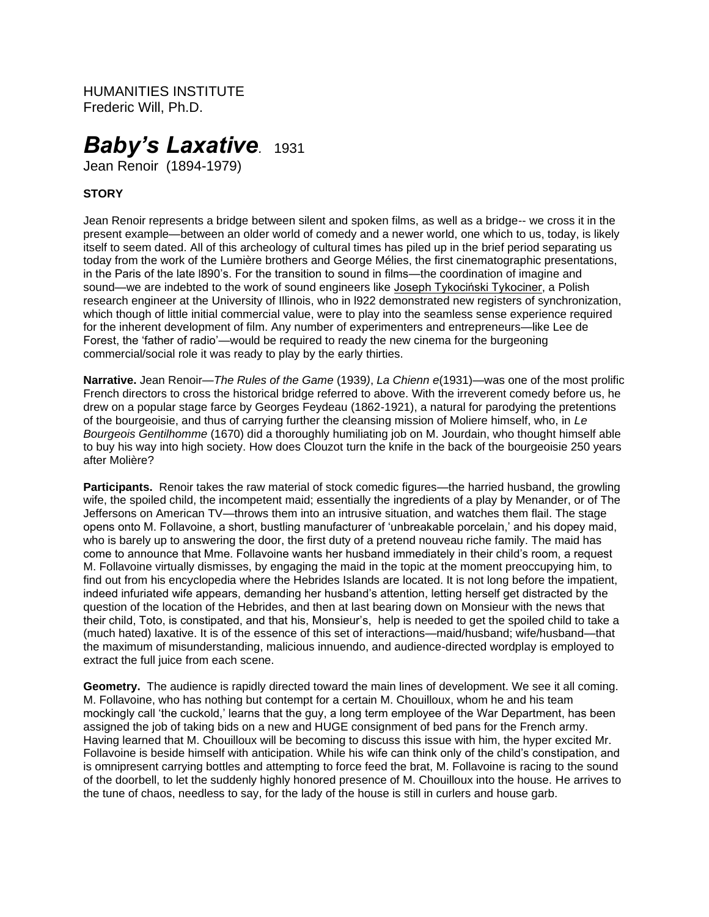HUMANITIES INSTITUTE
Frederic Will, Ph.D.

# *Baby's Laxative*. 1931

Jean Renoir (1894-1979)

### STORY

Jean Renoir represents a bridge between silent and spoken films, as well as a bridge-- we cross it in the present example—between an older world of comedy and a newer world, one which to us, today, is likely itself to seem dated. All of this archeology of cultural times has piled up in the brief period separating us today from the work of the Lumière brothers and George Mélies, the first cinematographic presentations, in the Paris of the late l890's. For the transition to sound in films—the coordination of imagine and sound—we are indebted to the work of sound engineers like Joseph Tykociński Tykociner, a Polish research engineer at the University of Illinois, who in l922 demonstrated new registers of synchronization, which though of little initial commercial value, were to play into the seamless sense experience required for the inherent development of film. Any number of experimenters and entrepreneurs—like Lee de Forest, the 'father of radio'—would be required to ready the new cinema for the burgeoning commercial/social role it was ready to play by the early thirties.

**Narrative.** Jean Renoir—*The Rules of the Game* (1939*)*, *La Chienn e*(1931)—was one of the most prolific French directors to cross the historical bridge referred to above. With the irreverent comedy before us, he drew on a popular stage farce by Georges Feydeau (1862-1921), a natural for parodying the pretentions of the bourgeoisie, and thus of carrying further the cleansing mission of Moliere himself, who, in *Le Bourgeois Gentilhomme* (1670) did a thoroughly humiliating job on M. Jourdain, who thought himself able to buy his way into high society. How does Clouzot turn the knife in the back of the bourgeoisie 250 years after Molière?

**Participants.** Renoir takes the raw material of stock comedic figures—the harried husband, the growling wife, the spoiled child, the incompetent maid; essentially the ingredients of a play by Menander, or of The Jeffersons on American TV—throws them into an intrusive situation, and watches them flail. The stage opens onto M. Follavoine, a short, bustling manufacturer of 'unbreakable porcelain,' and his dopey maid, who is barely up to answering the door, the first duty of a pretend nouveau riche family. The maid has come to announce that Mme. Follavoine wants her husband immediately in their child's room, a request M. Follavoine virtually dismisses, by engaging the maid in the topic at the moment preoccupying him, to find out from his encyclopedia where the Hebrides Islands are located. It is not long before the impatient, indeed infuriated wife appears, demanding her husband's attention, letting herself get distracted by the question of the location of the Hebrides, and then at last bearing down on Monsieur with the news that their child, Toto, is constipated, and that his, Monsieur's, help is needed to get the spoiled child to take a (much hated) laxative. It is of the essence of this set of interactions—maid/husband; wife/husband—that the maximum of misunderstanding, malicious innuendo, and audience-directed wordplay is employed to extract the full juice from each scene.

**Geometry.** The audience is rapidly directed toward the main lines of development. We see it all coming. M. Follavoine, who has nothing but contempt for a certain M. Chouilloux, whom he and his team mockingly call 'the cuckold,' learns that the guy, a long term employee of the War Department, has been assigned the job of taking bids on a new and HUGE consignment of bed pans for the French army. Having learned that M. Chouilloux will be becoming to discuss this issue with him, the hyper excited Mr. Follavoine is beside himself with anticipation. While his wife can think only of the child's constipation, and is omnipresent carrying bottles and attempting to force feed the brat, M. Follavoine is racing to the sound of the doorbell, to let the suddenly highly honored presence of M. Chouilloux into the house. He arrives to the tune of chaos, needless to say, for the lady of the house is still in curlers and house garb.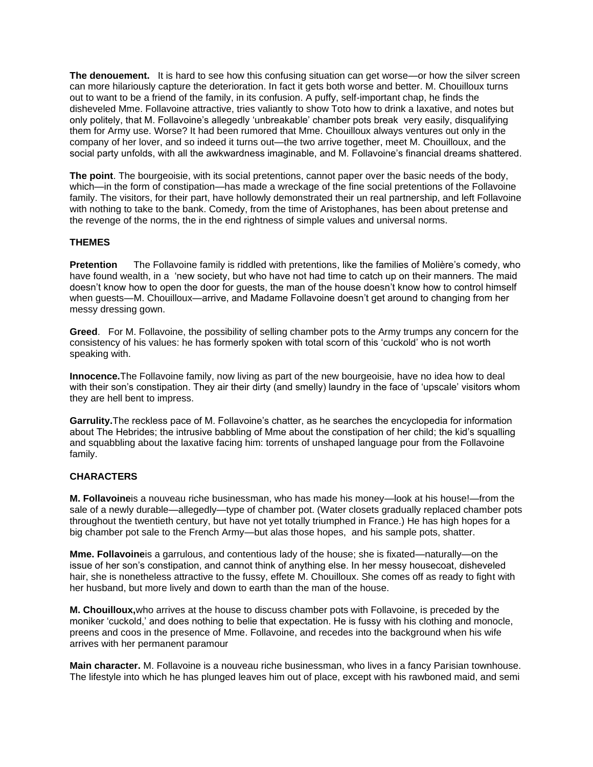**The denouement.** It is hard to see how this confusing situation can get worse—or how the silver screen can more hilariously capture the deterioration. In fact it gets both worse and better. M. Chouilloux turns out to want to be a friend of the family, in its confusion. A puffy, self-important chap, he finds the disheveled Mme. Follavoine attractive, tries valiantly to show Toto how to drink a laxative, and notes but only politely, that M. Follavoine's allegedly 'unbreakable' chamber pots break very easily, disqualifying them for Army use. Worse? It had been rumored that Mme. Chouilloux always ventures out only in the company of her lover, and so indeed it turns out—the two arrive together, meet M. Chouilloux, and the social party unfolds, with all the awkwardness imaginable, and M. Follavoine's financial dreams shattered.

**The point**. The bourgeoisie, with its social pretentions, cannot paper over the basic needs of the body, which—in the form of constipation—has made a wreckage of the fine social pretentions of the Follavoine family. The visitors, for their part, have hollowly demonstrated their un real partnership, and left Follavoine with nothing to take to the bank. Comedy, from the time of Aristophanes, has been about pretense and the revenge of the norms, the in the end rightness of simple values and universal norms.

**THEMES**

**Pretention** The Follavoine family is riddled with pretentions, like the families of Molière's comedy, who have found wealth, in a 'new society, but who have not had time to catch up on their manners. The maid doesn't know how to open the door for guests, the man of the house doesn't know how to control himself when guests—M. Chouilloux—arrive, and Madame Follavoine doesn't get around to changing from her messy dressing gown.

**Greed**. For M. Follavoine, the possibility of selling chamber pots to the Army trumps any concern for the consistency of his values: he has formerly spoken with total scorn of this 'cuckold' who is not worth speaking with.

**Innocence.**The Follavoine family, now living as part of the new bourgeoisie, have no idea how to deal with their son's constipation. They air their dirty (and smelly) laundry in the face of 'upscale' visitors whom they are hell bent to impress.

**Garrulity.**The reckless pace of M. Follavoine's chatter, as he searches the encyclopedia for information about The Hebrides; the intrusive babbling of Mme about the constipation of her child; the kid's squalling and squabbling about the laxative facing him: torrents of unshaped language pour from the Follavoine family.

**CHARACTERS**

**M. Follavoine**is a nouveau riche businessman, who has made his money—look at his house!—from the sale of a newly durable—allegedly—type of chamber pot. (Water closets gradually replaced chamber pots throughout the twentieth century, but have not yet totally triumphed in France.) He has high hopes for a big chamber pot sale to the French Army—but alas those hopes, and his sample pots, shatter.

**Mme. Follavoine**is a garrulous, and contentious lady of the house; she is fixated—naturally—on the issue of her son's constipation, and cannot think of anything else. In her messy housecoat, disheveled hair, she is nonetheless attractive to the fussy, effete M. Chouilloux. She comes off as ready to fight with her husband, but more lively and down to earth than the man of the house.

**M. Chouilloux,**who arrives at the house to discuss chamber pots with Follavoine, is preceded by the moniker 'cuckold,' and does nothing to belie that expectation. He is fussy with his clothing and monocle, preens and coos in the presence of Mme. Follavoine, and recedes into the background when his wife arrives with her permanent paramour

**Main character.** M. Follavoine is a nouveau riche businessman, who lives in a fancy Parisian townhouse. The lifestyle into which he has plunged leaves him out of place, except with his rawboned maid, and semi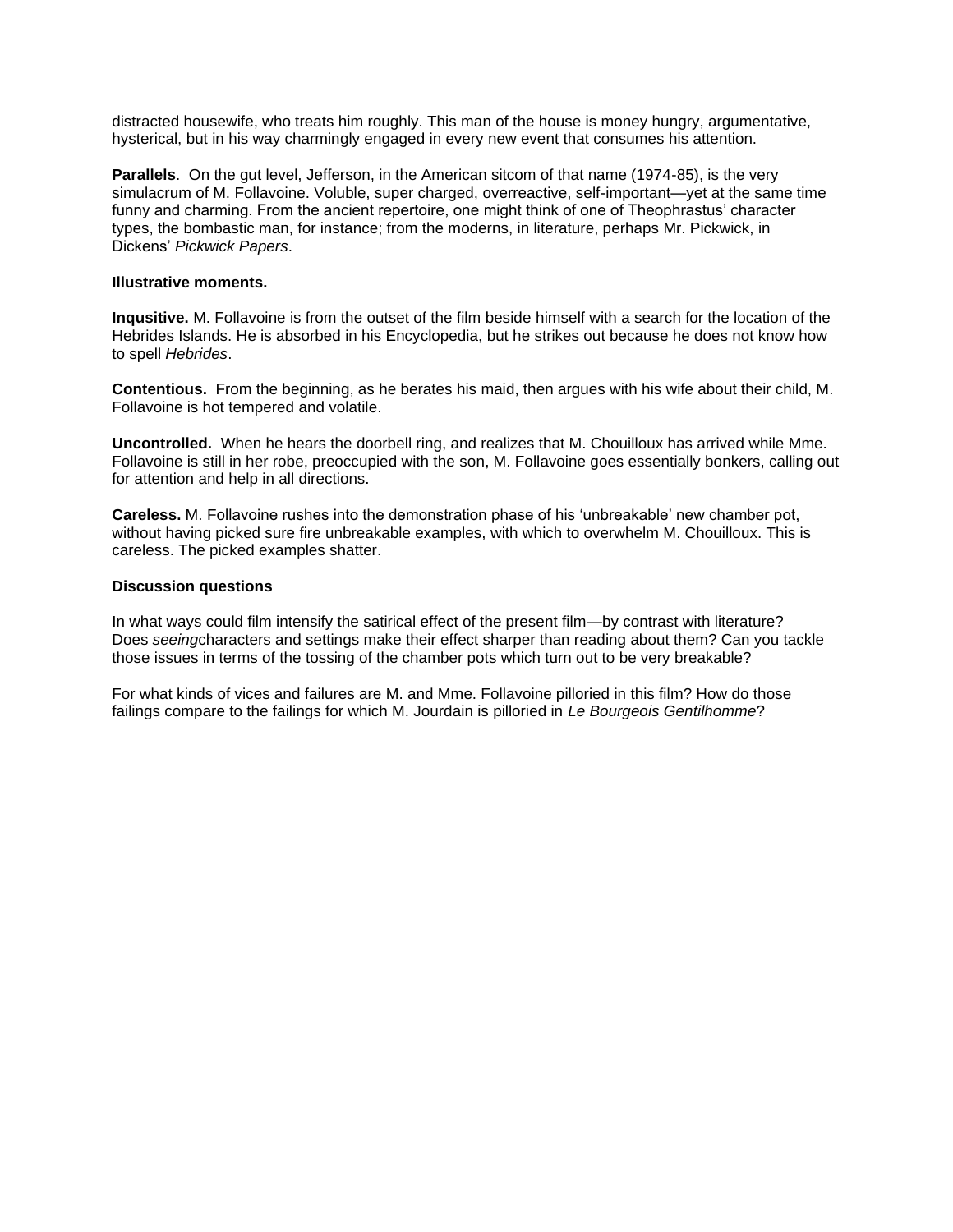distracted housewife, who treats him roughly. This man of the house is money hungry, argumentative, hysterical, but in his way charmingly engaged in every new event that consumes his attention.

**Parallels**. On the gut level, Jefferson, in the American sitcom of that name (1974-85), is the very simulacrum of M. Follavoine. Voluble, super charged, overreactive, self-important—yet at the same time funny and charming. From the ancient repertoire, one might think of one of Theophrastus' character types, the bombastic man, for instance; from the moderns, in literature, perhaps Mr. Pickwick, in Dickens' *Pickwick Papers*.

**Illustrative moments.**

**Inqusitive.** M. Follavoine is from the outset of the film beside himself with a search for the location of the Hebrides Islands. He is absorbed in his Encyclopedia, but he strikes out because he does not know how to spell *Hebrides*.

**Contentious.** From the beginning, as he berates his maid, then argues with his wife about their child, M. Follavoine is hot tempered and volatile.

**Uncontrolled.** When he hears the doorbell ring, and realizes that M. Chouilloux has arrived while Mme. Follavoine is still in her robe, preoccupied with the son, M. Follavoine goes essentially bonkers, calling out for attention and help in all directions.

**Careless.** M. Follavoine rushes into the demonstration phase of his 'unbreakable' new chamber pot, without having picked sure fire unbreakable examples, with which to overwhelm M. Chouilloux. This is careless. The picked examples shatter.

**Discussion questions**

In what ways could film intensify the satirical effect of the present film—by contrast with literature? Does *seeing*characters and settings make their effect sharper than reading about them? Can you tackle those issues in terms of the tossing of the chamber pots which turn out to be very breakable?

For what kinds of vices and failures are M. and Mme. Follavoine pilloried in this film? How do those failings compare to the failings for which M. Jourdain is pilloried in *Le Bourgeois Gentilhomme*?